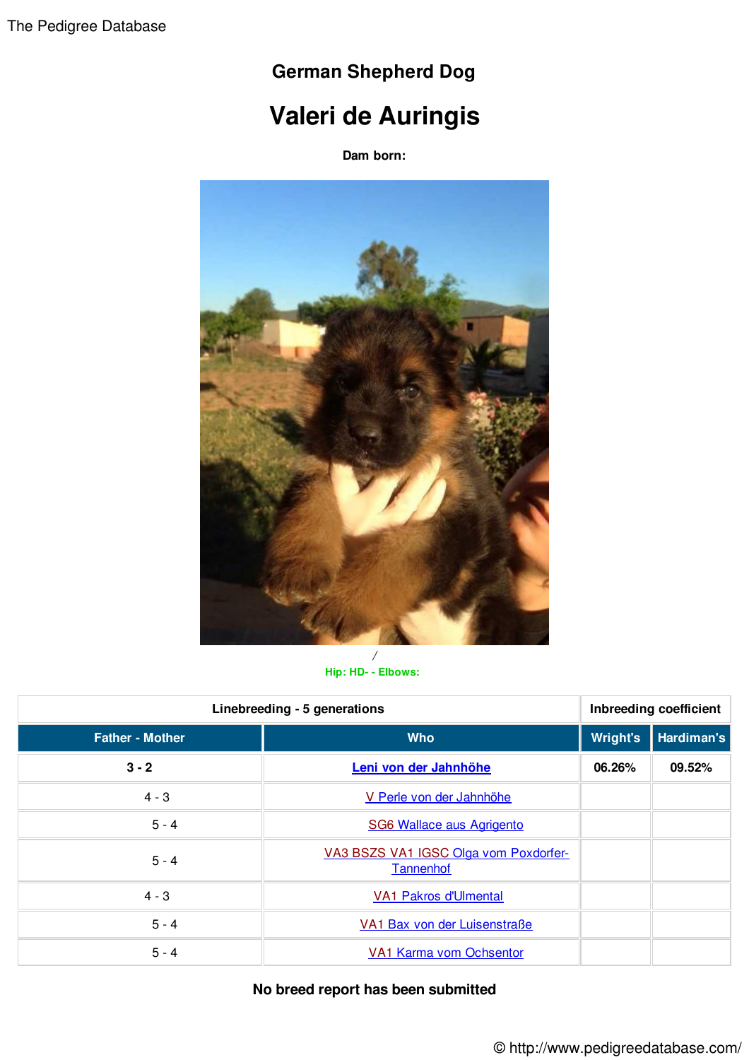The Pedigree Database

## German Shepherd Dog

# Valeri de Auringis

**Dam born:**

/

Hip: HD- - Elbows:

| Linebreeding - 5 generations | | Inbreeding coefficient | |
|---|---|---|---|
| **Father - Mother** | **Who** | **Wright's** | **Hardiman's** |
| **3 - 2** | **Leni von der Jahnhöhe** | **06.26%** | **09.52%** |
| 4 - 3 | V Perle von der Jahnhöhe | | |
| 5 - 4 | SG6 Wallace aus Agrigento | | |
| 5 - 4 | VA3 BSZS VA1 IGSC Olga vom Poxdorfer-Tannenhof | | |
| 4 - 3 | VA1 Pakros d'Ulmental | | |
| 5 - 4 | VA1 Bax von der Luisenstraße | | |
| 5 - 4 | VA1 Karma vom Ochsentor | | |

**No breed report has been submitted**

© http://www.pedigreedatabase.com/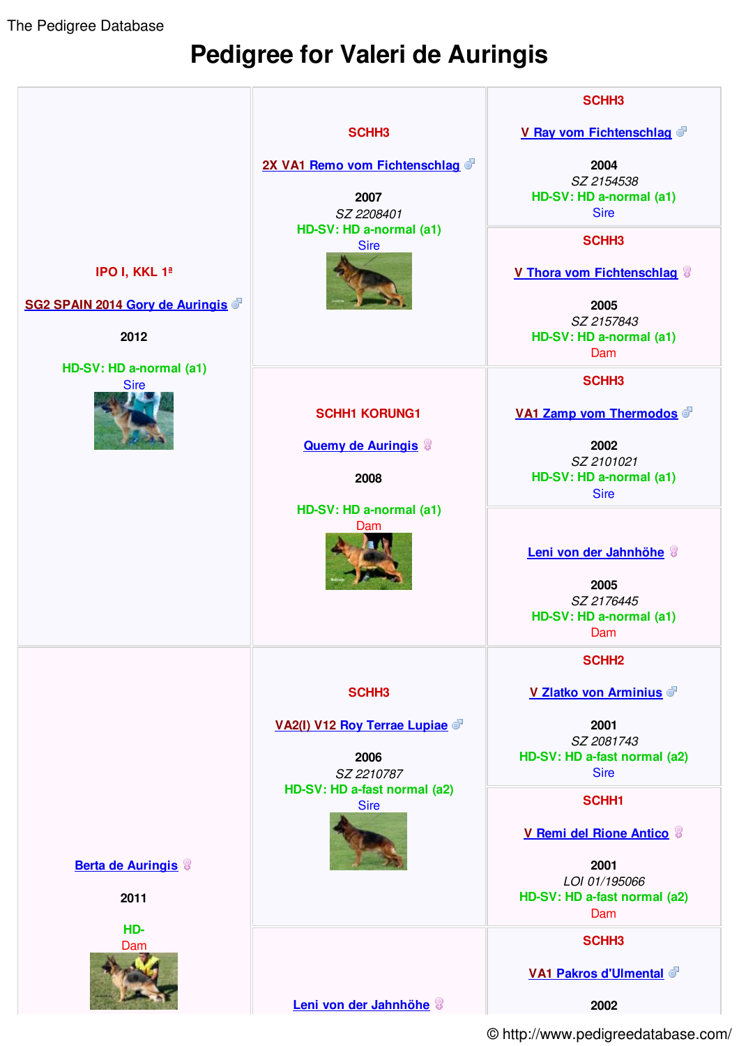The Pedigree Database

# Pedigree for Valeri de Auringis

| | | |
|---|---|---|
| IPO I, KKL 1ª<br><br>SG2 SPAIN 2014 Gory de Auringis ♂<br><br>2012<br><br>HD-SV: HD a-normal (a1)<br>Sire | SCHH3<br><br>2X VA1 Remo vom Fichtenschlag ♂<br><br>2007<br>*SZ 2208401*<br>HD-SV: HD a-normal (a1)<br>Sire | SCHH3<br><br>V Ray vom Fichtenschlag ♂<br><br>2004<br>*SZ 2154538*<br>HD-SV: HD a-normal (a1)<br>Sire |
| | | SCHH3<br><br>V Thora vom Fichtenschlag ♀<br><br>2005<br>*SZ 2157843*<br>HD-SV: HD a-normal (a1)<br>Dam |
| | SCHH1 KORUNG1<br><br>Quemy de Auringis ♀<br><br>2008<br><br>HD-SV: HD a-normal (a1)<br>Dam | SCHH3<br><br>VA1 Zamp vom Thermodos ♂<br><br>2002<br>*SZ 2101021*<br>HD-SV: HD a-normal (a1)<br>Sire |
| | | Leni von der Jahnhöhe ♀<br><br>2005<br>*SZ 2176445*<br>HD-SV: HD a-normal (a1)<br>Dam |
| Berta de Auringis ♀<br><br>2011<br><br>HD-<br>Dam | SCHH3<br><br>VA2(I) V12 Roy Terrae Lupiae ♂<br><br>2006<br>*SZ 2210787*<br>HD-SV: HD a-fast normal (a2)<br>Sire | SCHH2<br><br>V Zlatko von Arminius ♂<br><br>2001<br>*SZ 2081743*<br>HD-SV: HD a-fast normal (a2)<br>Sire |
| | | SCHH1<br><br>V Remi del Rione Antico ♀<br><br>2001<br>*LOI 01/195066*<br>HD-SV: HD a-fast normal (a2)<br>Dam |
| | Leni von der Jahnhöhe ♀ | SCHH3<br><br>VA1 Pakros d'Ulmental ♂<br><br>2002 |

© http://www.pedigreedatabase.com/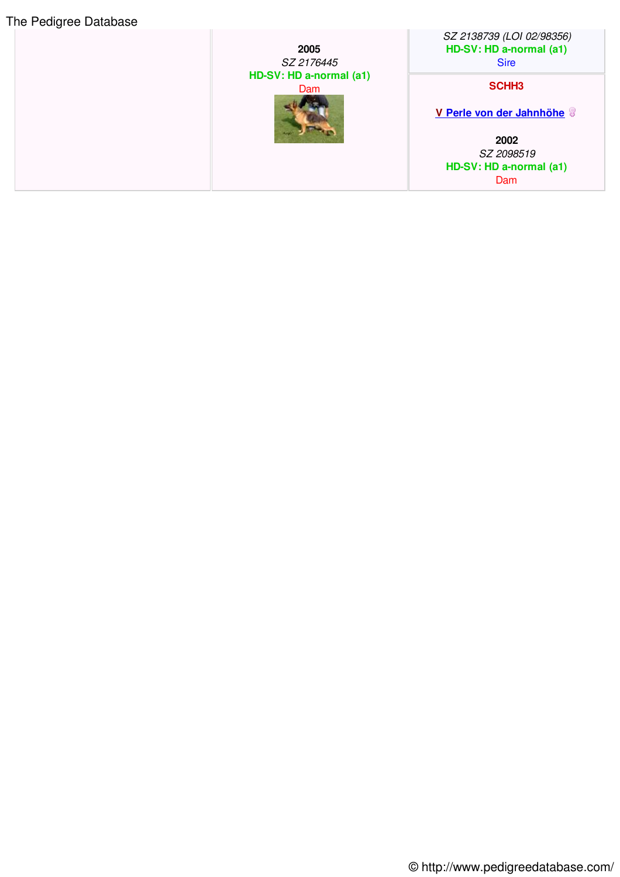| | | |
|---|---|---|
| | 2005<br>*SZ 2176445*<br>HD-SV: HD a-normal (a1)<br>Dam | *SZ 2138739 (LOI 02/98356)*<br>HD-SV: HD a-normal (a1)<br>Sire |
| | | SCHH3<br><br>V Perle von der Jahnhöhe<br><br>2002<br>*SZ 2098519*<br>HD-SV: HD a-normal (a1)<br>Dam |